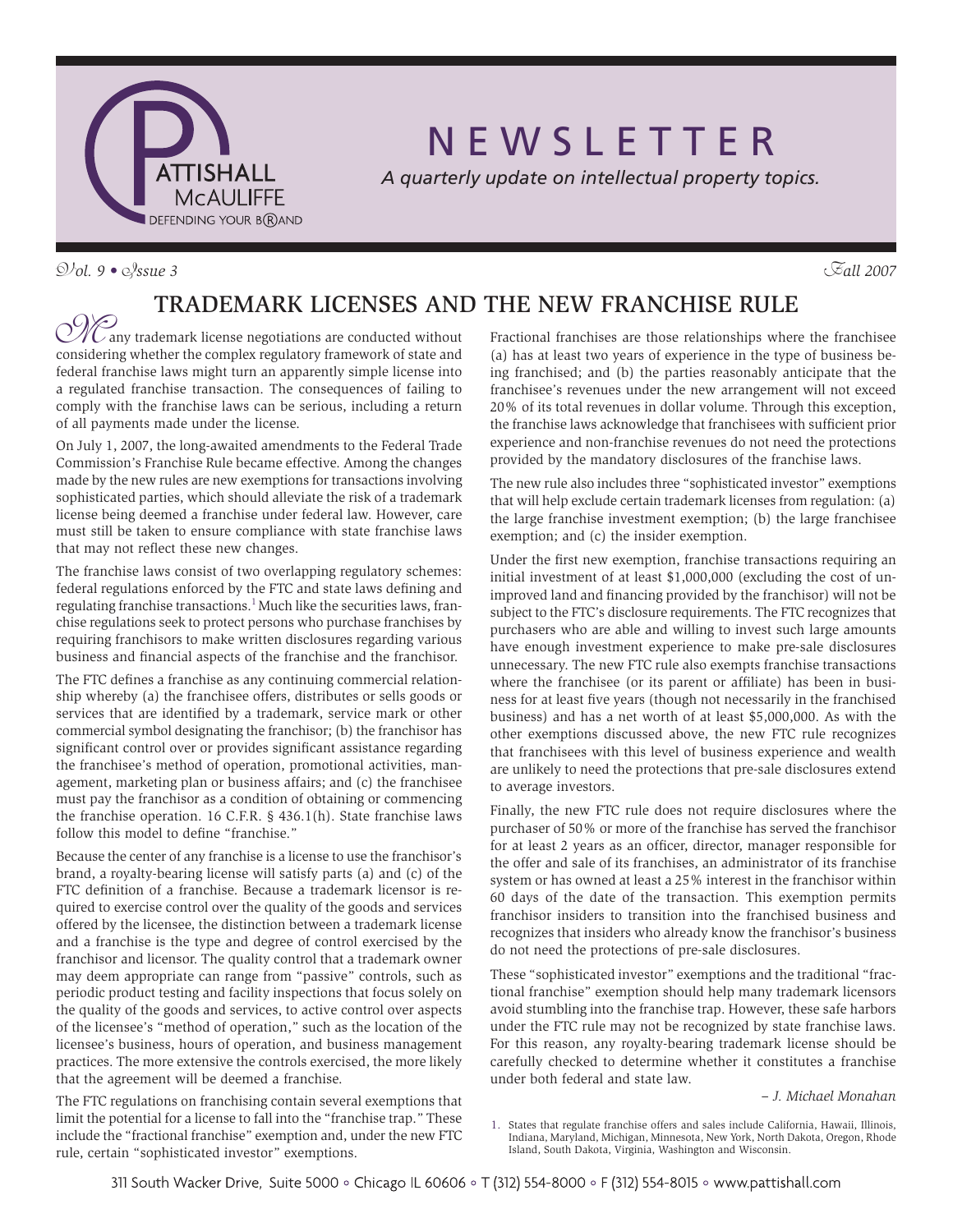# NEWSLETTER

*A quarterly update on intellectual property topics.*

*Vol. 9 • Issue 3* *Fall 2007*

## TRADEMARK LICENSES AND THE NEW FRANCHISE RULE

Many trademark license negotiations are conducted without considering whether the complex regulatory framework of state and federal franchise laws might turn an apparently simple license into a regulated franchise transaction. The consequences of failing to comply with the franchise laws can be serious, including a return of all payments made under the license.

On July 1, 2007, the long-awaited amendments to the Federal Trade Commission's Franchise Rule became effective. Among the changes made by the new rules are new exemptions for transactions involving sophisticated parties, which should alleviate the risk of a trademark license being deemed a franchise under federal law. However, care must still be taken to ensure compliance with state franchise laws that may not reflect these new changes.

The franchise laws consist of two overlapping regulatory schemes: federal regulations enforced by the FTC and state laws defining and regulating franchise transactions.[1] Much like the securities laws, franchise regulations seek to protect persons who purchase franchises by requiring franchisors to make written disclosures regarding various business and financial aspects of the franchise and the franchisor.

The FTC defines a franchise as any continuing commercial relationship whereby (a) the franchisee offers, distributes or sells goods or services that are identified by a trademark, service mark or other commercial symbol designating the franchisor; (b) the franchisor has significant control over or provides significant assistance regarding the franchisee's method of operation, promotional activities, management, marketing plan or business affairs; and (c) the franchisee must pay the franchisor as a condition of obtaining or commencing the franchise operation. 16 C.F.R. § 436.1(h). State franchise laws follow this model to define "franchise."

Because the center of any franchise is a license to use the franchisor's brand, a royalty-bearing license will satisfy parts (a) and (c) of the FTC definition of a franchise. Because a trademark licensor is required to exercise control over the quality of the goods and services offered by the licensee, the distinction between a trademark license and a franchise is the type and degree of control exercised by the franchisor and licensor. The quality control that a trademark owner may deem appropriate can range from "passive" controls, such as periodic product testing and facility inspections that focus solely on the quality of the goods and services, to active control over aspects of the licensee's "method of operation," such as the location of the licensee's business, hours of operation, and business management practices. The more extensive the controls exercised, the more likely that the agreement will be deemed a franchise.

The FTC regulations on franchising contain several exemptions that limit the potential for a license to fall into the "franchise trap." These include the "fractional franchise" exemption and, under the new FTC rule, certain "sophisticated investor" exemptions.

Fractional franchises are those relationships where the franchisee (a) has at least two years of experience in the type of business being franchised; and (b) the parties reasonably anticipate that the franchisee's revenues under the new arrangement will not exceed 20% of its total revenues in dollar volume. Through this exception, the franchise laws acknowledge that franchisees with sufficient prior experience and non-franchise revenues do not need the protections provided by the mandatory disclosures of the franchise laws.

The new rule also includes three "sophisticated investor" exemptions that will help exclude certain trademark licenses from regulation: (a) the large franchise investment exemption; (b) the large franchisee exemption; and (c) the insider exemption.

Under the first new exemption, franchise transactions requiring an initial investment of at least $1,000,000 (excluding the cost of unimproved land and financing provided by the franchisor) will not be subject to the FTC's disclosure requirements. The FTC recognizes that purchasers who are able and willing to invest such large amounts have enough investment experience to make pre-sale disclosures unnecessary. The new FTC rule also exempts franchise transactions where the franchisee (or its parent or affiliate) has been in business for at least five years (though not necessarily in the franchised business) and has a net worth of at least $5,000,000. As with the other exemptions discussed above, the new FTC rule recognizes that franchisees with this level of business experience and wealth are unlikely to need the protections that pre-sale disclosures extend to average investors.

Finally, the new FTC rule does not require disclosures where the purchaser of 50% or more of the franchise has served the franchisor for at least 2 years as an officer, director, manager responsible for the offer and sale of its franchises, an administrator of its franchise system or has owned at least a 25% interest in the franchisor within 60 days of the date of the transaction. This exemption permits franchisor insiders to transition into the franchised business and recognizes that insiders who already know the franchisor's business do not need the protections of pre-sale disclosures.

These "sophisticated investor" exemptions and the traditional "fractional franchise" exemption should help many trademark licensors avoid stumbling into the franchise trap. However, these safe harbors under the FTC rule may not be recognized by state franchise laws. For this reason, any royalty-bearing trademark license should be carefully checked to determine whether it constitutes a franchise under both federal and state law.

*– J. Michael Monahan*

1. States that regulate franchise offers and sales include California, Hawaii, Illinois, Indiana, Maryland, Michigan, Minnesota, New York, North Dakota, Oregon, Rhode Island, South Dakota, Virginia, Washington and Wisconsin.

311 South Wacker Drive, Suite 5000 ◦ Chicago IL 60606 ◦ T (312) 554-8000 ◦ F (312) 554-8015 ◦ www.pattishall.com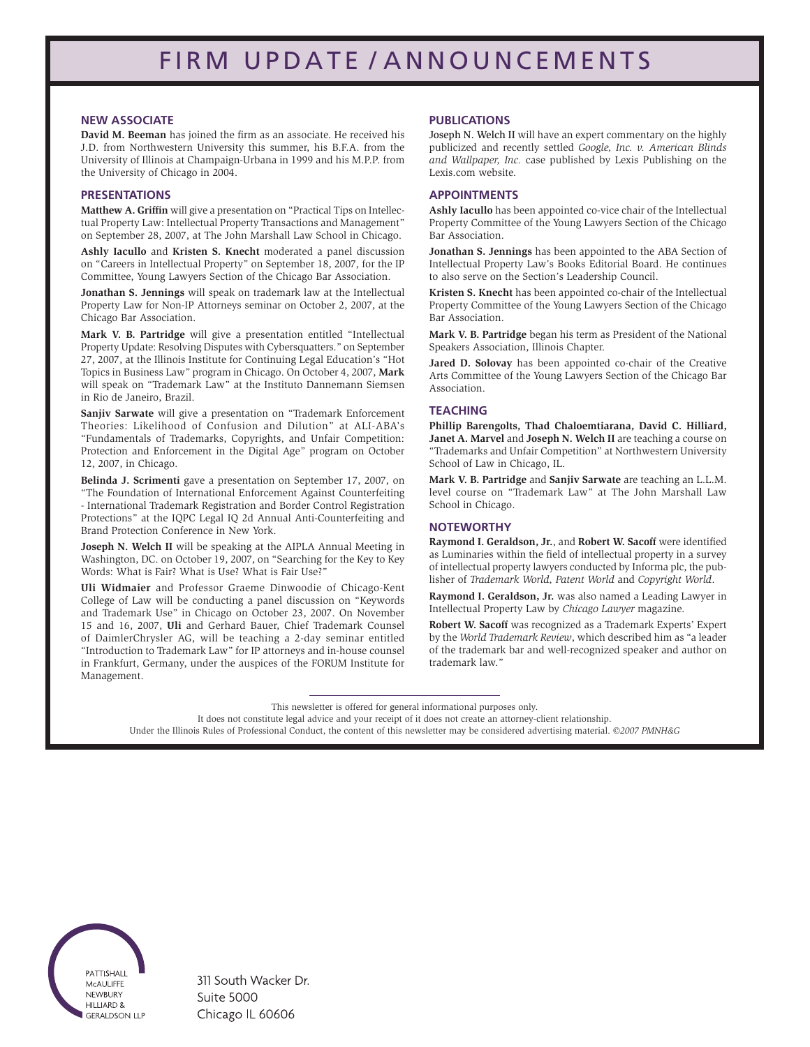# FIRM UPDATE / ANNOUNCEMENTS

## NEW ASSOCIATE

**David M. Beeman** has joined the firm as an associate. He received his J.D. from Northwestern University this summer, his B.F.A. from the University of Illinois at Champaign-Urbana in 1999 and his M.P.P. from the University of Chicago in 2004.

## PRESENTATIONS

**Matthew A. Griffin** will give a presentation on "Practical Tips on Intellectual Property Law: Intellectual Property Transactions and Management" on September 28, 2007, at The John Marshall Law School in Chicago.

**Ashly Iacullo** and **Kristen S. Knecht** moderated a panel discussion on "Careers in Intellectual Property" on September 18, 2007, for the IP Committee, Young Lawyers Section of the Chicago Bar Association.

**Jonathan S. Jennings** will speak on trademark law at the Intellectual Property Law for Non-IP Attorneys seminar on October 2, 2007, at the Chicago Bar Association.

**Mark V. B. Partridge** will give a presentation entitled "Intellectual Property Update: Resolving Disputes with Cybersquatters." on September 27, 2007, at the Illinois Institute for Continuing Legal Education's "Hot Topics in Business Law" program in Chicago. On October 4, 2007, **Mark** will speak on "Trademark Law" at the Instituto Dannemann Siemsen in Rio de Janeiro, Brazil.

**Sanjiv Sarwate** will give a presentation on "Trademark Enforcement Theories: Likelihood of Confusion and Dilution" at ALI-ABA's "Fundamentals of Trademarks, Copyrights, and Unfair Competition: Protection and Enforcement in the Digital Age" program on October 12, 2007, in Chicago.

**Belinda J. Scrimenti** gave a presentation on September 17, 2007, on "The Foundation of International Enforcement Against Counterfeiting - International Trademark Registration and Border Control Registration Protections" at the IQPC Legal IQ 2d Annual Anti-Counterfeiting and Brand Protection Conference in New York.

**Joseph N. Welch II** will be speaking at the AIPLA Annual Meeting in Washington, DC. on October 19, 2007, on "Searching for the Key to Key Words: What is Fair? What is Use? What is Fair Use?"

**Uli Widmaier** and Professor Graeme Dinwoodie of Chicago-Kent College of Law will be conducting a panel discussion on "Keywords and Trademark Use" in Chicago on October 23, 2007. On November 15 and 16, 2007, **Uli** and Gerhard Bauer, Chief Trademark Counsel of DaimlerChrysler AG, will be teaching a 2-day seminar entitled "Introduction to Trademark Law" for IP attorneys and in-house counsel in Frankfurt, Germany, under the auspices of the FORUM Institute for Management.

## PUBLICATIONS

**Joseph N. Welch II** will have an expert commentary on the highly publicized and recently settled *Google, Inc. v. American Blinds and Wallpaper, Inc.* case published by Lexis Publishing on the Lexis.com website.

## APPOINTMENTS

**Ashly Iacullo** has been appointed co-vice chair of the Intellectual Property Committee of the Young Lawyers Section of the Chicago Bar Association.

**Jonathan S. Jennings** has been appointed to the ABA Section of Intellectual Property Law's Books Editorial Board. He continues to also serve on the Section's Leadership Council.

**Kristen S. Knecht** has been appointed co-chair of the Intellectual Property Committee of the Young Lawyers Section of the Chicago Bar Association.

**Mark V. B. Partridge** began his term as President of the National Speakers Association, Illinois Chapter.

**Jared D. Solovay** has been appointed co-chair of the Creative Arts Committee of the Young Lawyers Section of the Chicago Bar Association.

## TEACHING

**Phillip Barengolts, Thad Chaloemtiarana, David C. Hilliard, Janet A. Marvel** and **Joseph N. Welch II** are teaching a course on "Trademarks and Unfair Competition" at Northwestern University School of Law in Chicago, IL.

**Mark V. B. Partridge** and **Sanjiv Sarwate** are teaching an L.L.M. level course on "Trademark Law" at The John Marshall Law School in Chicago.

## NOTEWORTHY

**Raymond I. Geraldson, Jr.**, and **Robert W. Sacoff** were identified as Luminaries within the field of intellectual property in a survey of intellectual property lawyers conducted by Informa plc, the publisher of *Trademark World, Patent World* and *Copyright World*.

**Raymond I. Geraldson, Jr.** was also named a Leading Lawyer in Intellectual Property Law by *Chicago Lawyer* magazine.

**Robert W. Sacoff** was recognized as a Trademark Experts' Expert by the *World Trademark Review*, which described him as "a leader of the trademark bar and well-recognized speaker and author on trademark law."

---

This newsletter is offered for general informational purposes only.
It does not constitute legal advice and your receipt of it does not create an attorney-client relationship.
Under the Illinois Rules of Professional Conduct, the content of this newsletter may be considered advertising material. *©2007 PMNH&G*

PATTISHALL
McAULIFFE
NEWBURY
HILLIARD &
GERALDSON LLP

311 South Wacker Dr.
Suite 5000
Chicago IL 60606